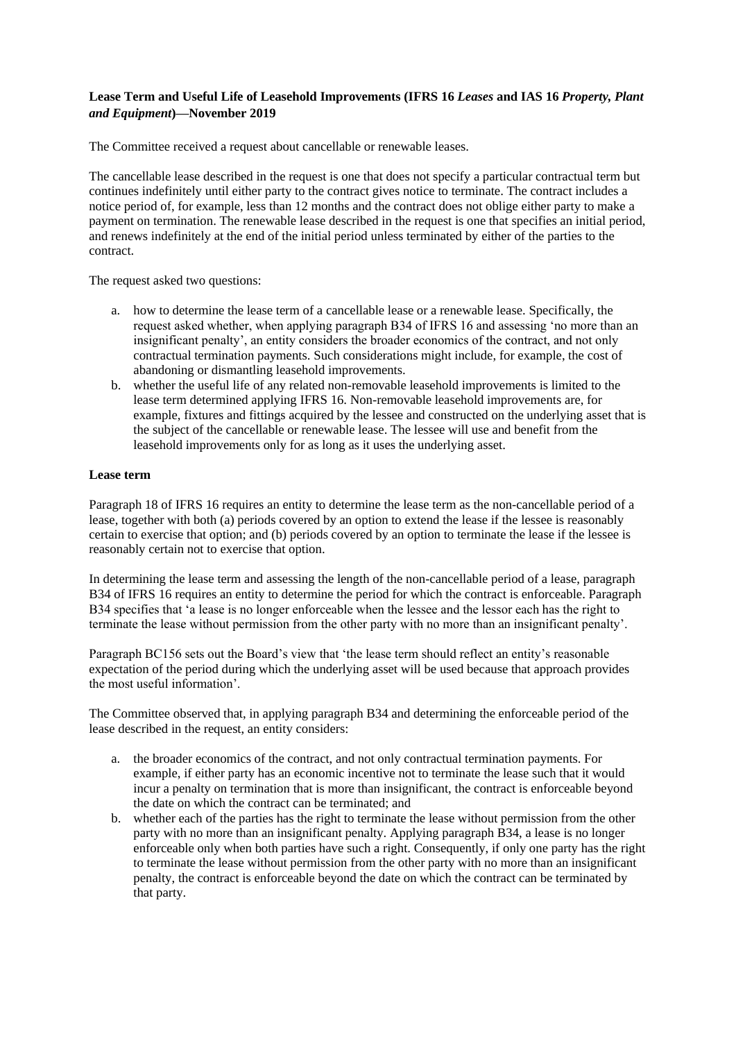**Lease Term and Useful Life of Leasehold Improvements (IFRS 16 *Leases* and IAS 16 *Property, Plant and Equipment*)—November 2019**

The Committee received a request about cancellable or renewable leases.

The cancellable lease described in the request is one that does not specify a particular contractual term but continues indefinitely until either party to the contract gives notice to terminate. The contract includes a notice period of, for example, less than 12 months and the contract does not oblige either party to make a payment on termination. The renewable lease described in the request is one that specifies an initial period, and renews indefinitely at the end of the initial period unless terminated by either of the parties to the contract.

The request asked two questions:

a. how to determine the lease term of a cancellable lease or a renewable lease. Specifically, the request asked whether, when applying paragraph B34 of IFRS 16 and assessing 'no more than an insignificant penalty', an entity considers the broader economics of the contract, and not only contractual termination payments. Such considerations might include, for example, the cost of abandoning or dismantling leasehold improvements.
b. whether the useful life of any related non-removable leasehold improvements is limited to the lease term determined applying IFRS 16. Non-removable leasehold improvements are, for example, fixtures and fittings acquired by the lessee and constructed on the underlying asset that is the subject of the cancellable or renewable lease. The lessee will use and benefit from the leasehold improvements only for as long as it uses the underlying asset.

**Lease term**

Paragraph 18 of IFRS 16 requires an entity to determine the lease term as the non-cancellable period of a lease, together with both (a) periods covered by an option to extend the lease if the lessee is reasonably certain to exercise that option; and (b) periods covered by an option to terminate the lease if the lessee is reasonably certain not to exercise that option.

In determining the lease term and assessing the length of the non-cancellable period of a lease, paragraph B34 of IFRS 16 requires an entity to determine the period for which the contract is enforceable. Paragraph B34 specifies that 'a lease is no longer enforceable when the lessee and the lessor each has the right to terminate the lease without permission from the other party with no more than an insignificant penalty'.

Paragraph BC156 sets out the Board's view that 'the lease term should reflect an entity's reasonable expectation of the period during which the underlying asset will be used because that approach provides the most useful information'.

The Committee observed that, in applying paragraph B34 and determining the enforceable period of the lease described in the request, an entity considers:

a. the broader economics of the contract, and not only contractual termination payments. For example, if either party has an economic incentive not to terminate the lease such that it would incur a penalty on termination that is more than insignificant, the contract is enforceable beyond the date on which the contract can be terminated; and
b. whether each of the parties has the right to terminate the lease without permission from the other party with no more than an insignificant penalty. Applying paragraph B34, a lease is no longer enforceable only when both parties have such a right. Consequently, if only one party has the right to terminate the lease without permission from the other party with no more than an insignificant penalty, the contract is enforceable beyond the date on which the contract can be terminated by that party.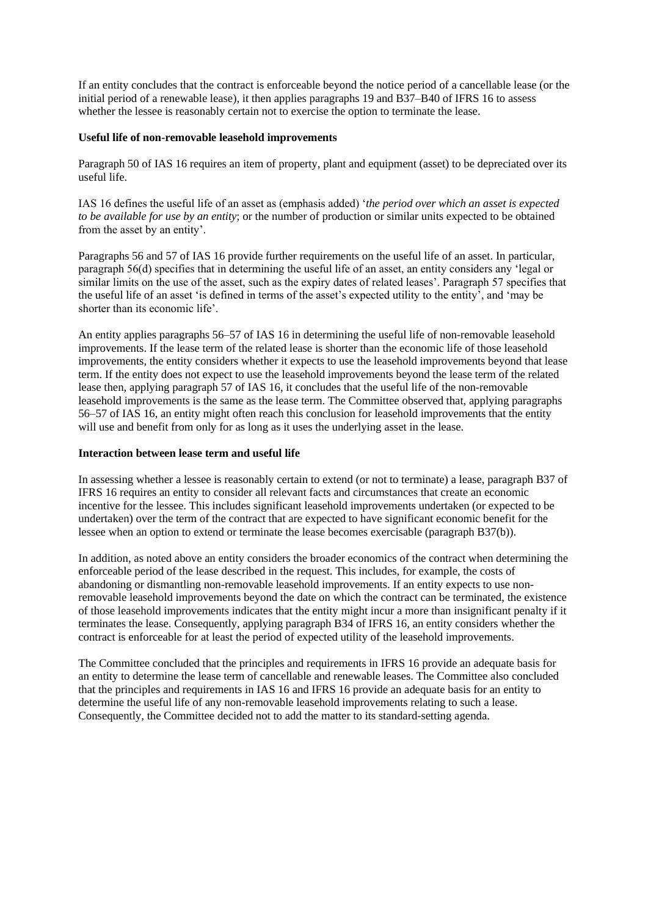If an entity concludes that the contract is enforceable beyond the notice period of a cancellable lease (or the initial period of a renewable lease), it then applies paragraphs 19 and B37–B40 of IFRS 16 to assess whether the lessee is reasonably certain not to exercise the option to terminate the lease.

**Useful life of non-removable leasehold improvements**

Paragraph 50 of IAS 16 requires an item of property, plant and equipment (asset) to be depreciated over its useful life.

IAS 16 defines the useful life of an asset as (emphasis added) '*the period over which an asset is expected to be available for use by an entity*; or the number of production or similar units expected to be obtained from the asset by an entity'.

Paragraphs 56 and 57 of IAS 16 provide further requirements on the useful life of an asset. In particular, paragraph 56(d) specifies that in determining the useful life of an asset, an entity considers any 'legal or similar limits on the use of the asset, such as the expiry dates of related leases'. Paragraph 57 specifies that the useful life of an asset 'is defined in terms of the asset's expected utility to the entity', and 'may be shorter than its economic life'.

An entity applies paragraphs 56–57 of IAS 16 in determining the useful life of non-removable leasehold improvements. If the lease term of the related lease is shorter than the economic life of those leasehold improvements, the entity considers whether it expects to use the leasehold improvements beyond that lease term. If the entity does not expect to use the leasehold improvements beyond the lease term of the related lease then, applying paragraph 57 of IAS 16, it concludes that the useful life of the non-removable leasehold improvements is the same as the lease term. The Committee observed that, applying paragraphs 56–57 of IAS 16, an entity might often reach this conclusion for leasehold improvements that the entity will use and benefit from only for as long as it uses the underlying asset in the lease.

**Interaction between lease term and useful life**

In assessing whether a lessee is reasonably certain to extend (or not to terminate) a lease, paragraph B37 of IFRS 16 requires an entity to consider all relevant facts and circumstances that create an economic incentive for the lessee. This includes significant leasehold improvements undertaken (or expected to be undertaken) over the term of the contract that are expected to have significant economic benefit for the lessee when an option to extend or terminate the lease becomes exercisable (paragraph B37(b)).

In addition, as noted above an entity considers the broader economics of the contract when determining the enforceable period of the lease described in the request. This includes, for example, the costs of abandoning or dismantling non-removable leasehold improvements. If an entity expects to use non-removable leasehold improvements beyond the date on which the contract can be terminated, the existence of those leasehold improvements indicates that the entity might incur a more than insignificant penalty if it terminates the lease. Consequently, applying paragraph B34 of IFRS 16, an entity considers whether the contract is enforceable for at least the period of expected utility of the leasehold improvements.

The Committee concluded that the principles and requirements in IFRS 16 provide an adequate basis for an entity to determine the lease term of cancellable and renewable leases. The Committee also concluded that the principles and requirements in IAS 16 and IFRS 16 provide an adequate basis for an entity to determine the useful life of any non-removable leasehold improvements relating to such a lease. Consequently, the Committee decided not to add the matter to its standard-setting agenda.